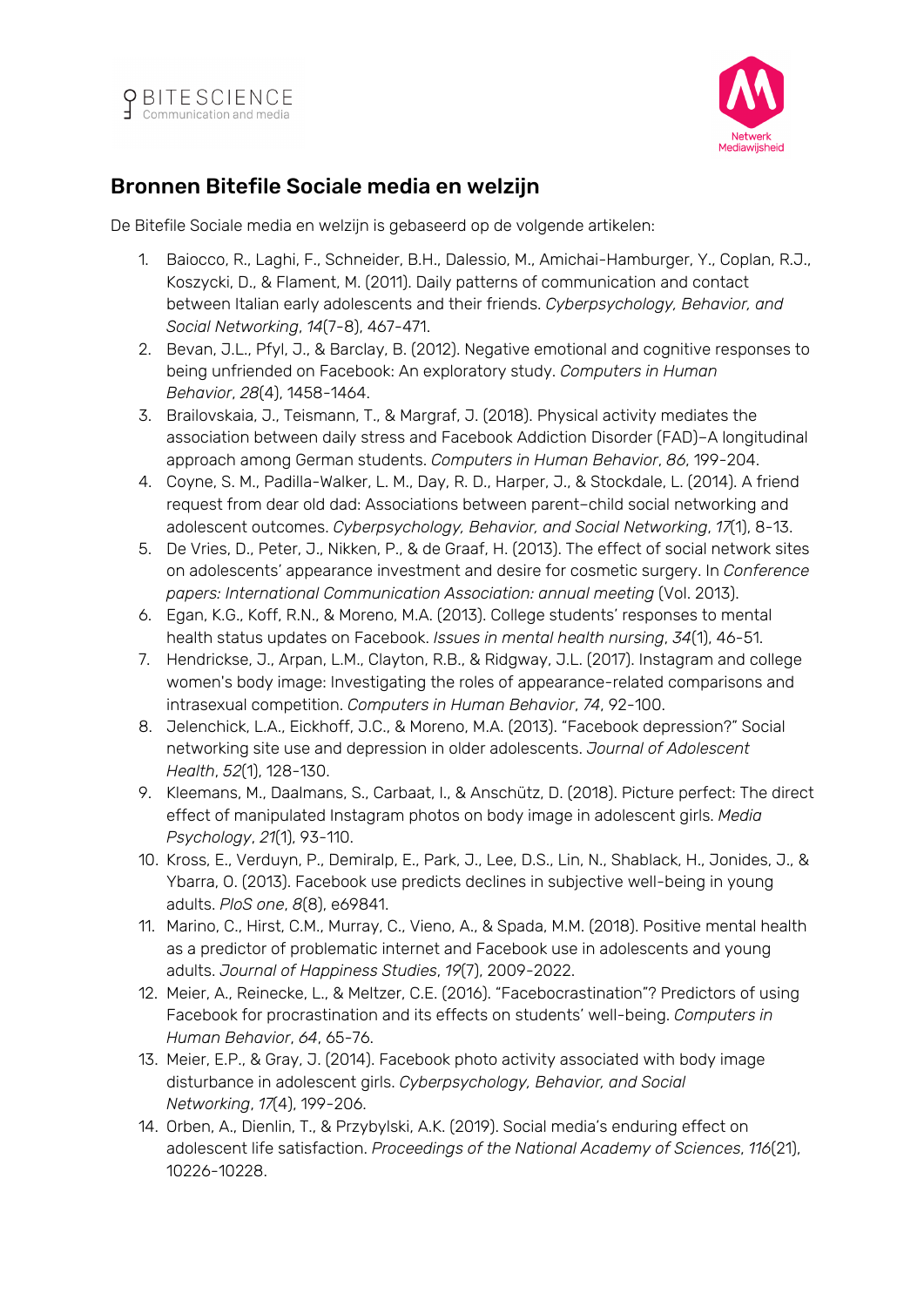## Bronnen Bitefile Sociale media en welzijn

De Bitefile Sociale media en welzijn is gebaseerd op de volgende artikelen:

1. Baiocco, R., Laghi, F., Schneider, B.H., Dalessio, M., Amichai-Hamburger, Y., Coplan, R.J., Koszycki, D., & Flament, M. (2011). Daily patterns of communication and contact between Italian early adolescents and their friends. *Cyberpsychology, Behavior, and Social Networking*, *14*(7-8), 467-471.
2. Bevan, J.L., Pfyl, J., & Barclay, B. (2012). Negative emotional and cognitive responses to being unfriended on Facebook: An exploratory study. *Computers in Human Behavior*, *28*(4), 1458-1464.
3. Brailovskaia, J., Teismann, T., & Margraf, J. (2018). Physical activity mediates the association between daily stress and Facebook Addiction Disorder (FAD)–A longitudinal approach among German students. *Computers in Human Behavior*, *86*, 199-204.
4. Coyne, S. M., Padilla-Walker, L. M., Day, R. D., Harper, J., & Stockdale, L. (2014). A friend request from dear old dad: Associations between parent–child social networking and adolescent outcomes. *Cyberpsychology, Behavior, and Social Networking*, *17*(1), 8-13.
5. De Vries, D., Peter, J., Nikken, P., & de Graaf, H. (2013). The effect of social network sites on adolescents' appearance investment and desire for cosmetic surgery. In *Conference papers: International Communication Association: annual meeting* (Vol. 2013).
6. Egan, K.G., Koff, R.N., & Moreno, M.A. (2013). College students' responses to mental health status updates on Facebook. *Issues in mental health nursing*, *34*(1), 46-51.
7. Hendrickse, J., Arpan, L.M., Clayton, R.B., & Ridgway, J.L. (2017). Instagram and college women's body image: Investigating the roles of appearance-related comparisons and intrasexual competition. *Computers in Human Behavior*, *74*, 92-100.
8. Jelenchick, L.A., Eickhoff, J.C., & Moreno, M.A. (2013). "Facebook depression?" Social networking site use and depression in older adolescents. *Journal of Adolescent Health*, *52*(1), 128-130.
9. Kleemans, M., Daalmans, S., Carbaat, I., & Anschütz, D. (2018). Picture perfect: The direct effect of manipulated Instagram photos on body image in adolescent girls. *Media Psychology*, *21*(1), 93-110.
10. Kross, E., Verduyn, P., Demiralp, E., Park, J., Lee, D.S., Lin, N., Shablack, H., Jonides, J., & Ybarra, O. (2013). Facebook use predicts declines in subjective well-being in young adults. *PloS one*, *8*(8), e69841.
11. Marino, C., Hirst, C.M., Murray, C., Vieno, A., & Spada, M.M. (2018). Positive mental health as a predictor of problematic internet and Facebook use in adolescents and young adults. *Journal of Happiness Studies*, *19*(7), 2009-2022.
12. Meier, A., Reinecke, L., & Meltzer, C.E. (2016). "Facebocrastination"? Predictors of using Facebook for procrastination and its effects on students' well-being. *Computers in Human Behavior*, *64*, 65-76.
13. Meier, E.P., & Gray, J. (2014). Facebook photo activity associated with body image disturbance in adolescent girls. *Cyberpsychology, Behavior, and Social Networking*, *17*(4), 199-206.
14. Orben, A., Dienlin, T., & Przybylski, A.K. (2019). Social media's enduring effect on adolescent life satisfaction. *Proceedings of the National Academy of Sciences*, *116*(21), 10226-10228.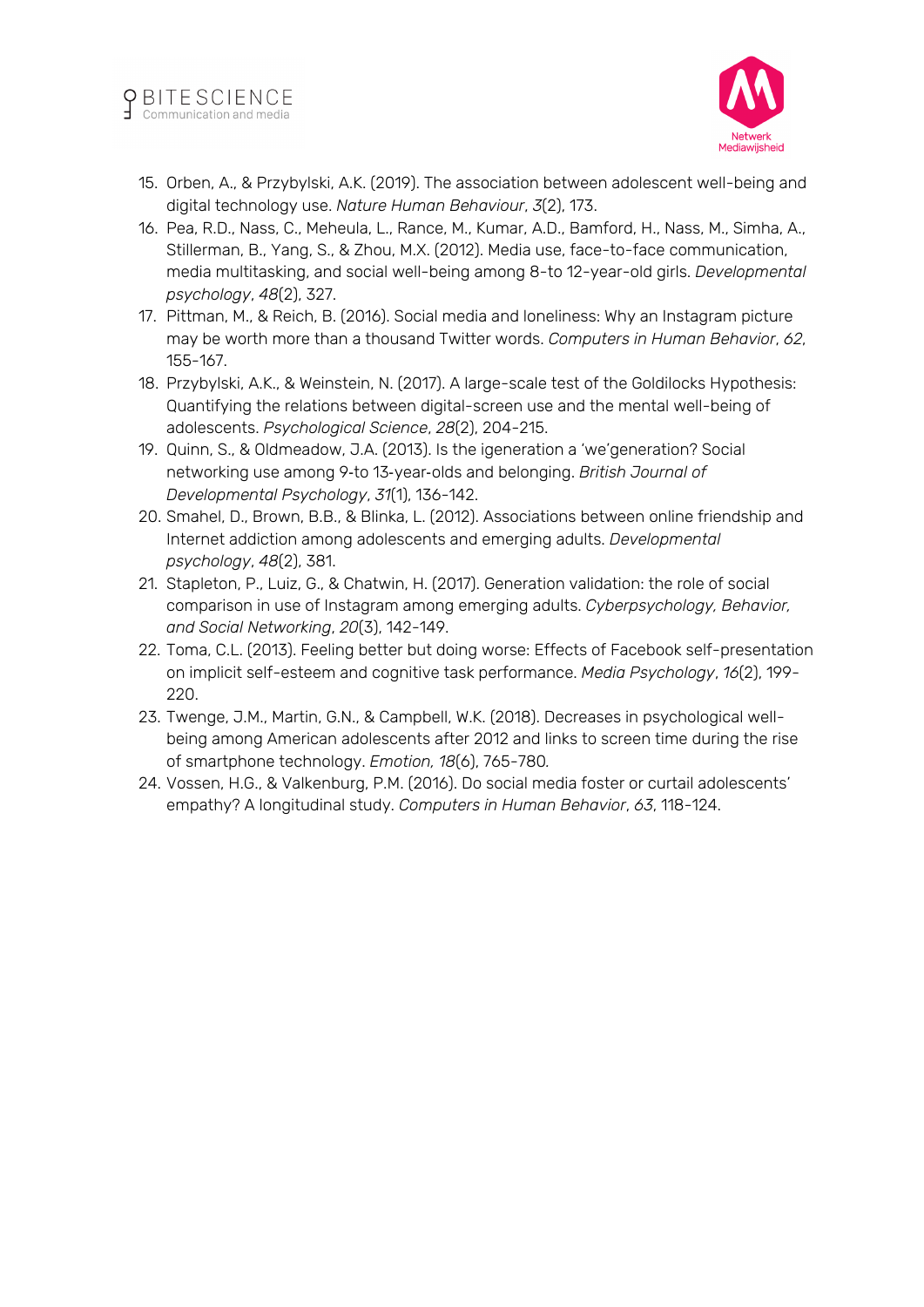15. Orben, A., & Przybylski, A.K. (2019). The association between adolescent well-being and digital technology use. *Nature Human Behaviour*, *3*(2), 173.
16. Pea, R.D., Nass, C., Meheula, L., Rance, M., Kumar, A.D., Bamford, H., Nass, M., Simha, A., Stillerman, B., Yang, S., & Zhou, M.X. (2012). Media use, face-to-face communication, media multitasking, and social well-being among 8-to 12-year-old girls. *Developmental psychology*, *48*(2), 327.
17. Pittman, M., & Reich, B. (2016). Social media and loneliness: Why an Instagram picture may be worth more than a thousand Twitter words. *Computers in Human Behavior*, *62*, 155-167.
18. Przybylski, A.K., & Weinstein, N. (2017). A large-scale test of the Goldilocks Hypothesis: Quantifying the relations between digital-screen use and the mental well-being of adolescents. *Psychological Science*, *28*(2), 204-215.
19. Quinn, S., & Oldmeadow, J.A. (2013). Is the igeneration a 'we'generation? Social networking use among 9-to 13-year-olds and belonging. *British Journal of Developmental Psychology*, *31*(1), 136-142.
20. Smahel, D., Brown, B.B., & Blinka, L. (2012). Associations between online friendship and Internet addiction among adolescents and emerging adults. *Developmental psychology*, *48*(2), 381.
21. Stapleton, P., Luiz, G., & Chatwin, H. (2017). Generation validation: the role of social comparison in use of Instagram among emerging adults. *Cyberpsychology, Behavior, and Social Networking*, *20*(3), 142-149.
22. Toma, C.L. (2013). Feeling better but doing worse: Effects of Facebook self-presentation on implicit self-esteem and cognitive task performance. *Media Psychology*, *16*(2), 199-220.
23. Twenge, J.M., Martin, G.N., & Campbell, W.K. (2018). Decreases in psychological well-being among American adolescents after 2012 and links to screen time during the rise of smartphone technology. *Emotion, 18*(6), 765-780.
24. Vossen, H.G., & Valkenburg, P.M. (2016). Do social media foster or curtail adolescents' empathy? A longitudinal study. *Computers in Human Behavior*, *63*, 118-124.